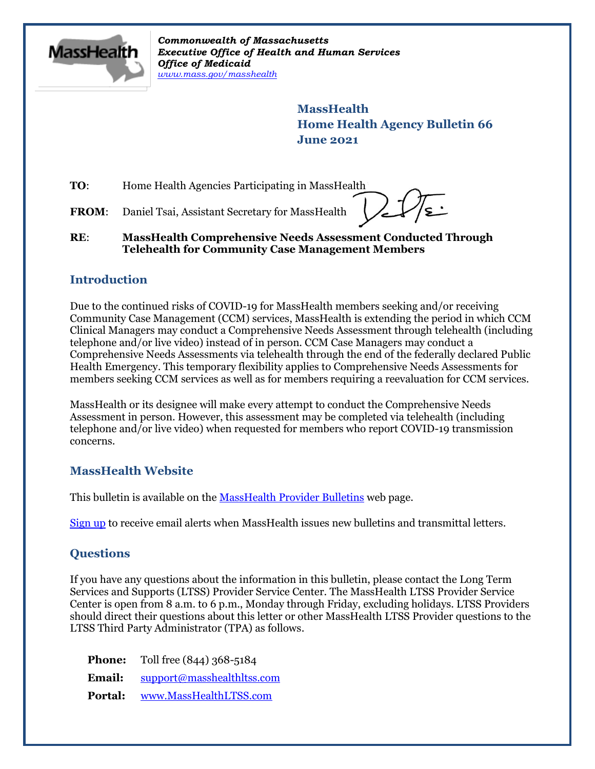*Commonwealth of Massachusetts*
*Executive Office of Health and Human Services*
*Office of Medicaid*
*www.mass.gov/masshealth*

**MassHealth**
**Home Health Agency Bulletin 66**
**June 2021**

**TO**: Home Health Agencies Participating in MassHealth

**FROM**: Daniel Tsai, Assistant Secretary for MassHealth

**RE**: **MassHealth Comprehensive Needs Assessment Conducted Through Telehealth for Community Case Management Members**

## Introduction

Due to the continued risks of COVID-19 for MassHealth members seeking and/or receiving Community Case Management (CCM) services, MassHealth is extending the period in which CCM Clinical Managers may conduct a Comprehensive Needs Assessment through telehealth (including telephone and/or live video) instead of in person. CCM Case Managers may conduct a Comprehensive Needs Assessments via telehealth through the end of the federally declared Public Health Emergency. This temporary flexibility applies to Comprehensive Needs Assessments for members seeking CCM services as well as for members requiring a reevaluation for CCM services.

MassHealth or its designee will make every attempt to conduct the Comprehensive Needs Assessment in person. However, this assessment may be completed via telehealth (including telephone and/or live video) when requested for members who report COVID-19 transmission concerns.

## MassHealth Website

This bulletin is available on the MassHealth Provider Bulletins web page.

Sign up to receive email alerts when MassHealth issues new bulletins and transmittal letters.

## Questions

If you have any questions about the information in this bulletin, please contact the Long Term Services and Supports (LTSS) Provider Service Center. The MassHealth LTSS Provider Service Center is open from 8 a.m. to 6 p.m., Monday through Friday, excluding holidays. LTSS Providers should direct their questions about this letter or other MassHealth LTSS Provider questions to the LTSS Third Party Administrator (TPA) as follows.

**Phone:** Toll free (844) 368-5184

**Email:** support@masshealthltss.com

**Portal:** www.MassHealthLTSS.com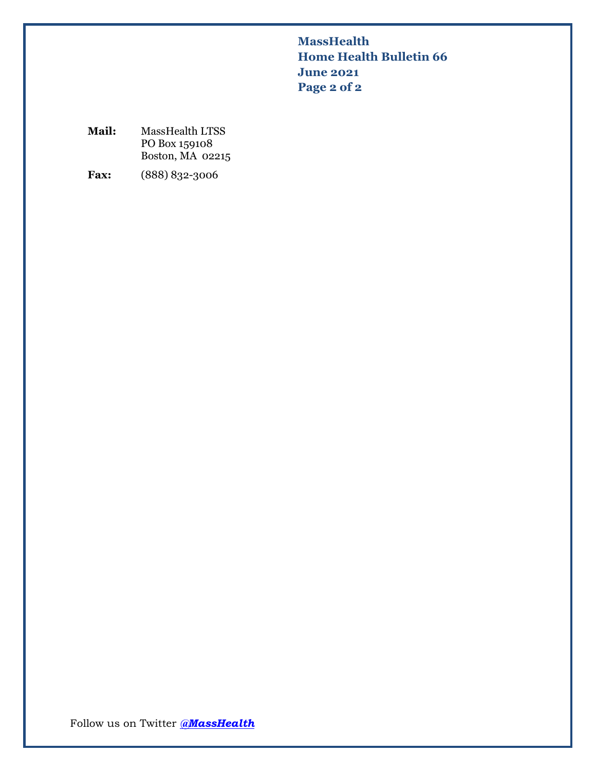**Mail:** MassHealth LTSS
PO Box 159108
Boston, MA 02215

**Fax:** (888) 832-3006

Follow us on Twitter ***@MassHealth***